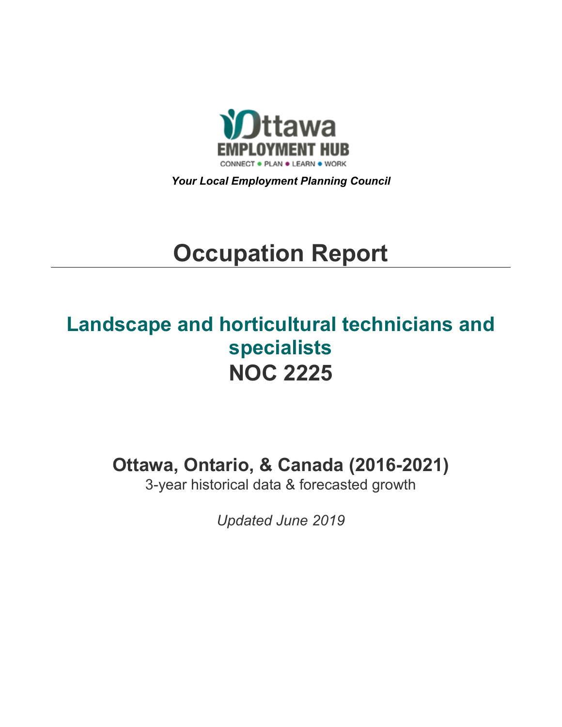Ottawa EMPLOYMENT HUB

CONNECT • PLAN • LEARN • WORK

***Your Local Employment Planning Council***

# Occupation Report

## Landscape and horticultural technicians and specialists
## NOC 2225

### Ottawa, Ontario, & Canada (2016-2021)

3-year historical data & forecasted growth

*Updated June 2019*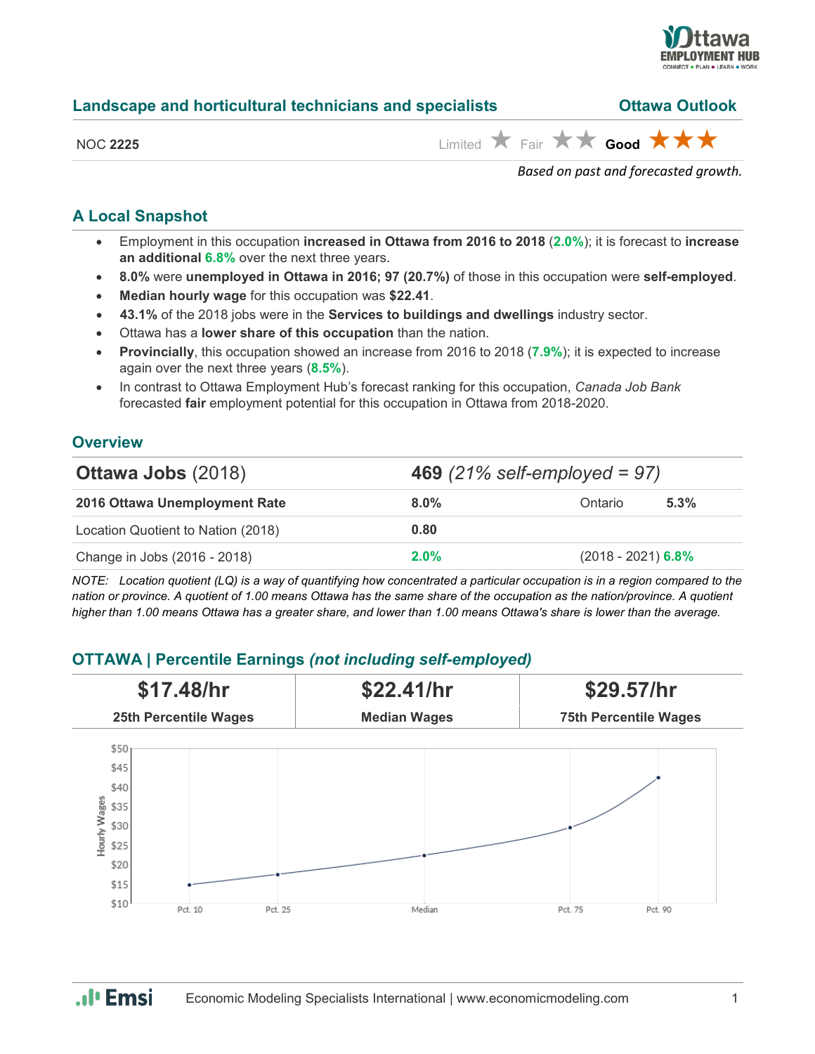## Landscape and horticultural technicians and specialists — Ottawa Outlook

NOC **2225**

Limited ★ Fair ★★ **Good** ★★★

*Based on past and forecasted growth.*

## A Local Snapshot

- Employment in this occupation **increased in Ottawa from 2016 to 2018** (**2.0%**); it is forecast to **increase an additional 6.8%** over the next three years.
- **8.0%** were **unemployed in Ottawa in 2016; 97 (20.7%)** of those in this occupation were **self-employed**.
- **Median hourly wage** for this occupation was **$22.41**.
- **43.1%** of the 2018 jobs were in the **Services to buildings and dwellings** industry sector.
- Ottawa has a **lower share of this occupation** than the nation.
- **Provincially**, this occupation showed an increase from 2016 to 2018 (**7.9%**); it is expected to increase again over the next three years (**8.5%**).
- In contrast to Ottawa Employment Hub's forecast ranking for this occupation, *Canada Job Bank* forecasted **fair** employment potential for this occupation in Ottawa from 2018-2020.

## Overview

| **Ottawa Jobs** (2018) | **469** *(21% self-employed = 97)* | | |
|---|---|---|---|
| **2016 Ottawa Unemployment Rate** | **8.0%** | Ontario | **5.3%** |
| Location Quotient to Nation (2018) | **0.80** | | |
| Change in Jobs (2016 - 2018) | **2.0%** | (2018 - 2021) **6.8%** | |

*NOTE: Location quotient (LQ) is a way of quantifying how concentrated a particular occupation is in a region compared to the nation or province. A quotient of 1.00 means Ottawa has the same share of the occupation as the nation/province. A quotient higher than 1.00 means Ottawa has a greater share, and lower than 1.00 means Ottawa's share is lower than the average.*

## OTTAWA | Percentile Earnings *(not including self-employed)*

| **$17.48/hr** | **$22.41/hr** | **$29.57/hr** |
|---|---|---|
| **25th Percentile Wages** | **Median Wages** | **75th Percentile Wages** |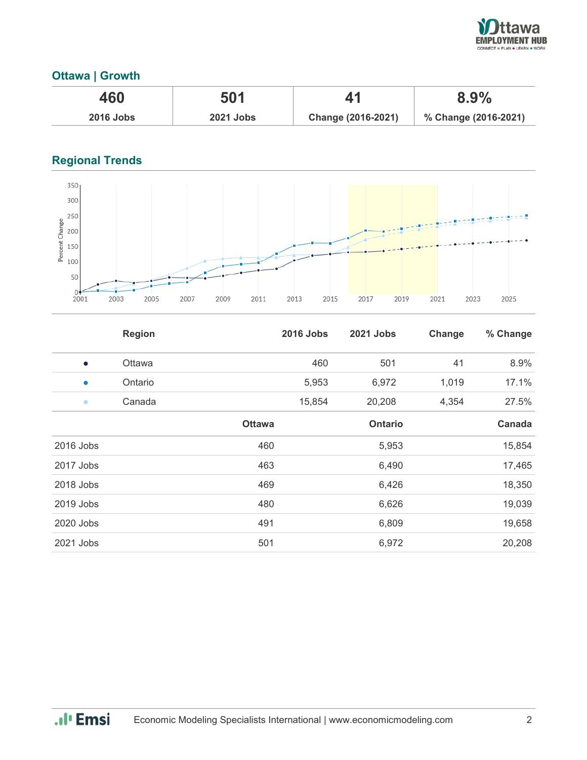## Ottawa | Growth

| 460 | 501 | 41 | 8.9% |
|---|---|---|---|
| 2016 Jobs | 2021 Jobs | Change (2016-2021) | % Change (2016-2021) |

## Regional Trends

| | Region | 2016 Jobs | 2021 Jobs | Change | % Change |
|---|---|---|---|---|---|
| ● | Ottawa | 460 | 501 | 41 | 8.9% |
| ● | Ontario | 5,953 | 6,972 | 1,019 | 17.1% |
| ● | Canada | 15,854 | 20,208 | 4,354 | 27.5% |

| | Ottawa | Ontario | Canada |
|---|---|---|---|
| 2016 Jobs | 460 | 5,953 | 15,854 |
| 2017 Jobs | 463 | 6,490 | 17,465 |
| 2018 Jobs | 469 | 6,426 | 18,350 |
| 2019 Jobs | 480 | 6,626 | 19,039 |
| 2020 Jobs | 491 | 6,809 | 19,658 |
| 2021 Jobs | 501 | 6,972 | 20,208 |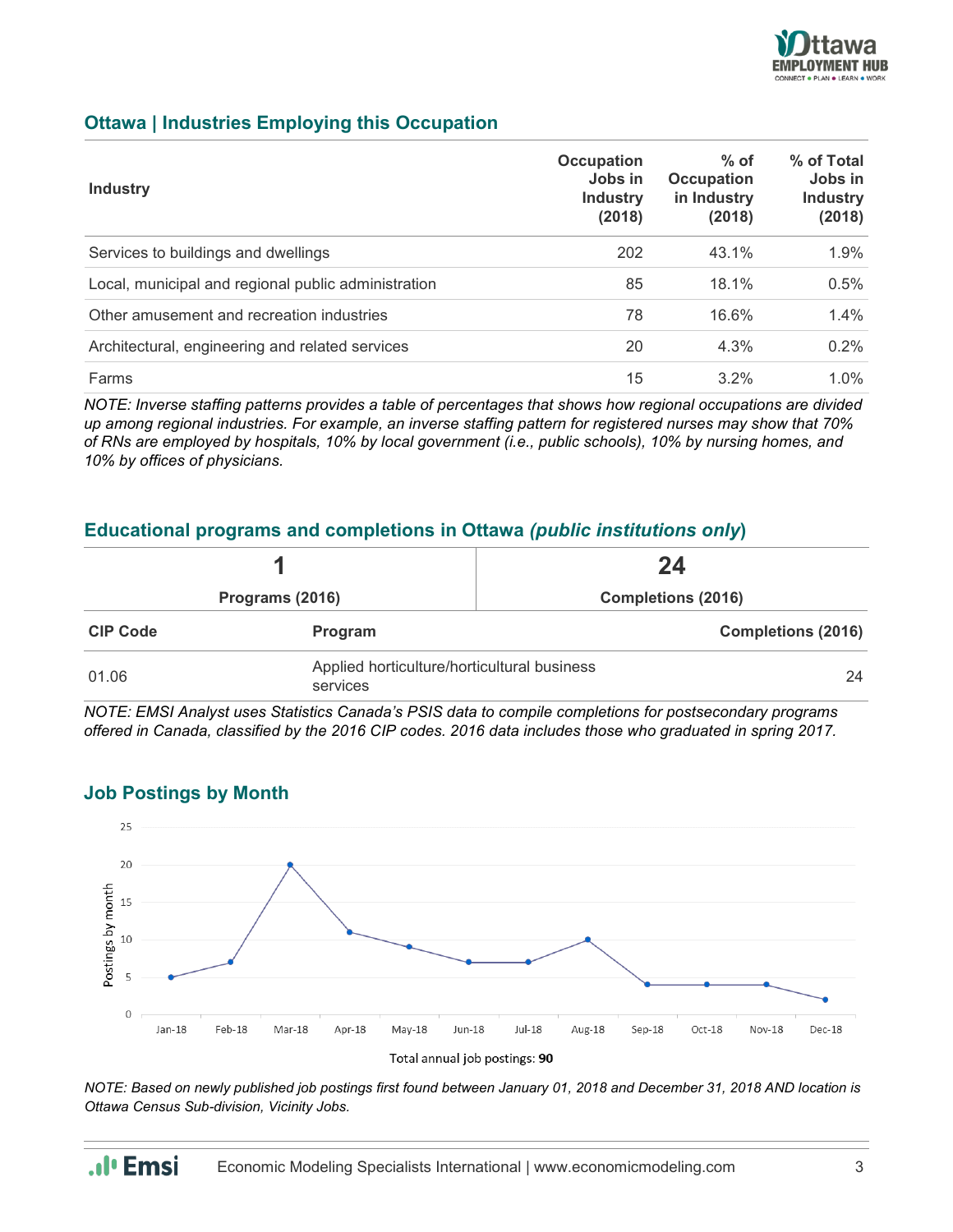## Ottawa | Industries Employing this Occupation

| Industry | Occupation Jobs in Industry (2018) | % of Occupation in Industry (2018) | % of Total Jobs in Industry (2018) |
|---|---|---|---|
| Services to buildings and dwellings | 202 | 43.1% | 1.9% |
| Local, municipal and regional public administration | 85 | 18.1% | 0.5% |
| Other amusement and recreation industries | 78 | 16.6% | 1.4% |
| Architectural, engineering and related services | 20 | 4.3% | 0.2% |
| Farms | 15 | 3.2% | 1.0% |

*NOTE: Inverse staffing patterns provides a table of percentages that shows how regional occupations are divided up among regional industries. For example, an inverse staffing pattern for registered nurses may show that 70% of RNs are employed by hospitals, 10% by local government (i.e., public schools), 10% by nursing homes, and 10% by offices of physicians.*

## Educational programs and completions in Ottawa *(public institutions only)*

| 1 | 24 |
|---|---|
| Programs (2016) | Completions (2016) |

| CIP Code | Program | Completions (2016) |
|---|---|---|
| 01.06 | Applied horticulture/horticultural business services | 24 |

*NOTE: EMSI Analyst uses Statistics Canada's PSIS data to compile completions for postsecondary programs offered in Canada, classified by the 2016 CIP codes. 2016 data includes those who graduated in spring 2017.*

## Job Postings by Month

| Month | Postings by month |
|---|---|
| Jan-18 | 5 |
| Feb-18 | 7 |
| Mar-18 | 20 |
| Apr-18 | 11 |
| May-18 | 9 |
| Jun-18 | 7 |
| Jul-18 | 7 |
| Aug-18 | 10 |
| Sep-18 | 4 |
| Oct-18 | 4 |
| Nov-18 | 4 |
| Dec-18 | 2 |

Total annual job postings: **90**

*NOTE: Based on newly published job postings first found between January 01, 2018 and December 31, 2018 AND location is Ottawa Census Sub-division, Vicinity Jobs.*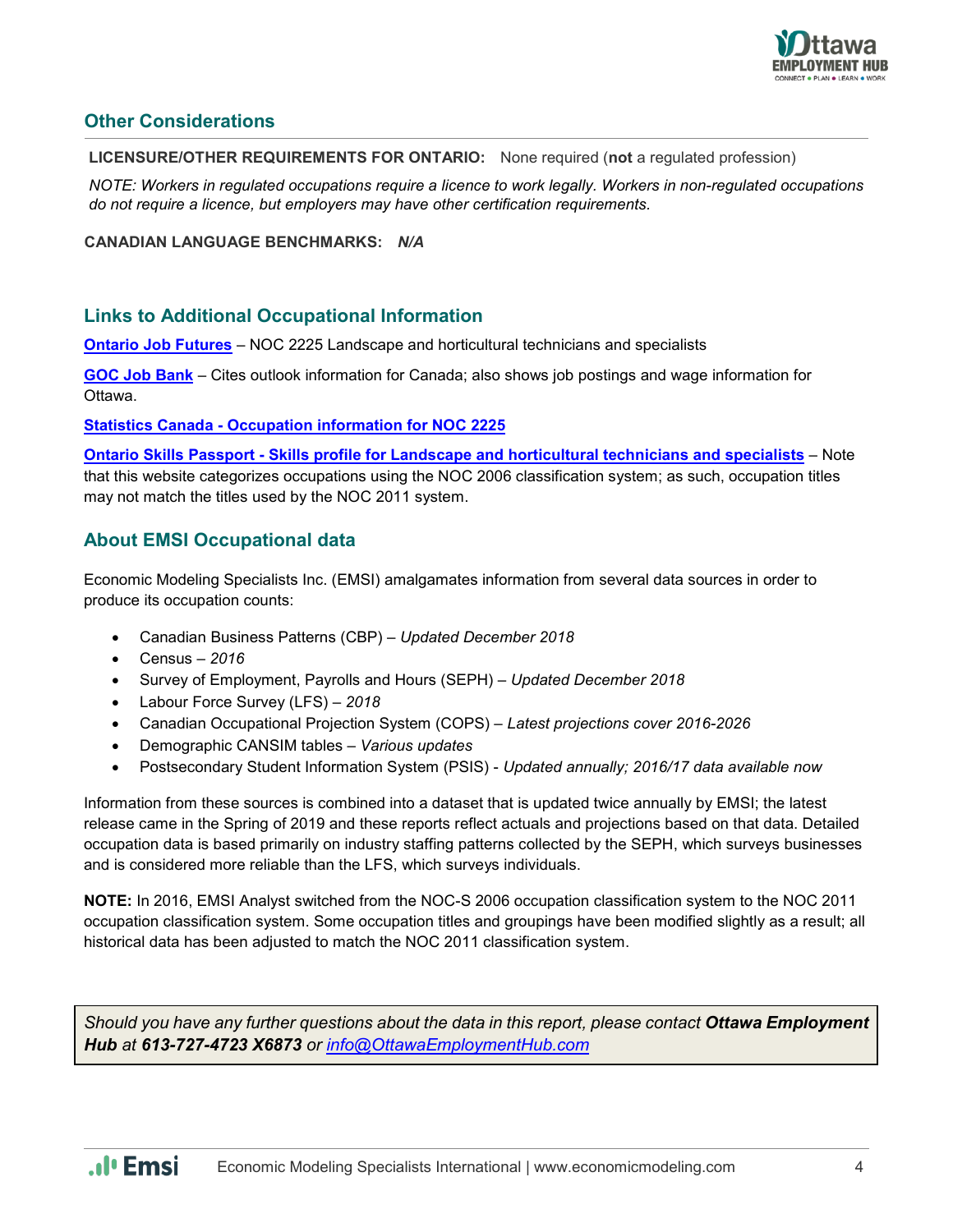## Other Considerations

**LICENSURE/OTHER REQUIREMENTS FOR ONTARIO:** None required (**not** a regulated profession)

*NOTE: Workers in regulated occupations require a licence to work legally. Workers in non-regulated occupations do not require a licence, but employers may have other certification requirements.*

**CANADIAN LANGUAGE BENCHMARKS:** ***N/A***

## Links to Additional Occupational Information

**Ontario Job Futures** – NOC 2225 Landscape and horticultural technicians and specialists

**GOC Job Bank** – Cites outlook information for Canada; also shows job postings and wage information for Ottawa.

**Statistics Canada - Occupation information for NOC 2225**

**Ontario Skills Passport - Skills profile for Landscape and horticultural technicians and specialists** – Note that this website categorizes occupations using the NOC 2006 classification system; as such, occupation titles may not match the titles used by the NOC 2011 system.

## About EMSI Occupational data

Economic Modeling Specialists Inc. (EMSI) amalgamates information from several data sources in order to produce its occupation counts:

- Canadian Business Patterns (CBP) – *Updated December 2018*
- Census – *2016*
- Survey of Employment, Payrolls and Hours (SEPH) – *Updated December 2018*
- Labour Force Survey (LFS) – *2018*
- Canadian Occupational Projection System (COPS) – *Latest projections cover 2016-2026*
- Demographic CANSIM tables – *Various updates*
- Postsecondary Student Information System (PSIS) - *Updated annually; 2016/17 data available now*

Information from these sources is combined into a dataset that is updated twice annually by EMSI; the latest release came in the Spring of 2019 and these reports reflect actuals and projections based on that data. Detailed occupation data is based primarily on industry staffing patterns collected by the SEPH, which surveys businesses and is considered more reliable than the LFS, which surveys individuals.

**NOTE:** In 2016, EMSI Analyst switched from the NOC-S 2006 occupation classification system to the NOC 2011 occupation classification system. Some occupation titles and groupings have been modified slightly as a result; all historical data has been adjusted to match the NOC 2011 classification system.

*Should you have any further questions about the data in this report, please contact **Ottawa Employment Hub** at **613-727-4723 X6873** or info@OttawaEmploymentHub.com*